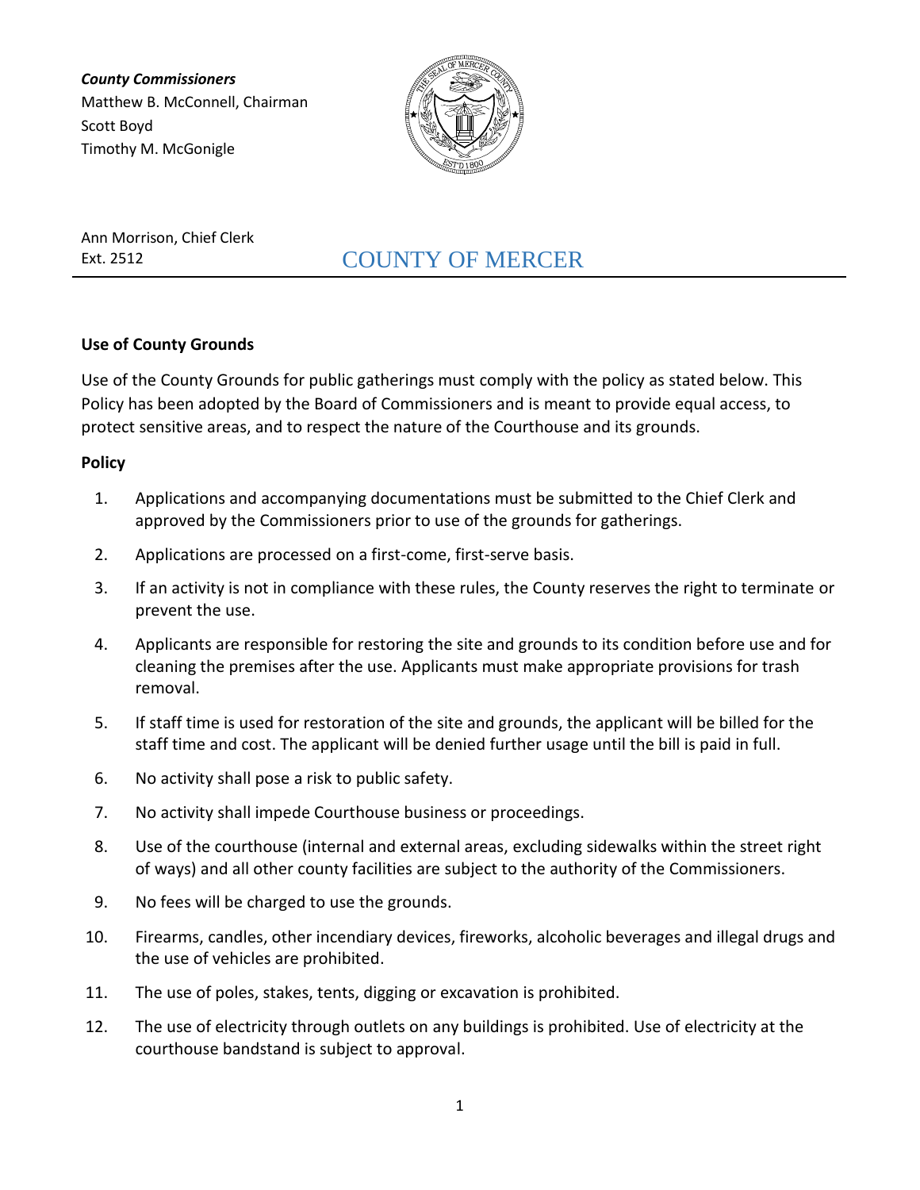***County Commissioners***
Matthew B. McConnell, Chairman
Scott Boyd
Timothy M. McGonigle

Ann Morrison, Chief Clerk
Ext. 2512

# COUNTY OF MERCER

**Use of County Grounds**

Use of the County Grounds for public gatherings must comply with the policy as stated below. This Policy has been adopted by the Board of Commissioners and is meant to provide equal access, to protect sensitive areas, and to respect the nature of the Courthouse and its grounds.

**Policy**

1. Applications and accompanying documentations must be submitted to the Chief Clerk and approved by the Commissioners prior to use of the grounds for gatherings.
2. Applications are processed on a first-come, first-serve basis.
3. If an activity is not in compliance with these rules, the County reserves the right to terminate or prevent the use.
4. Applicants are responsible for restoring the site and grounds to its condition before use and for cleaning the premises after the use. Applicants must make appropriate provisions for trash removal.
5. If staff time is used for restoration of the site and grounds, the applicant will be billed for the staff time and cost. The applicant will be denied further usage until the bill is paid in full.
6. No activity shall pose a risk to public safety.
7. No activity shall impede Courthouse business or proceedings.
8. Use of the courthouse (internal and external areas, excluding sidewalks within the street right of ways) and all other county facilities are subject to the authority of the Commissioners.
9. No fees will be charged to use the grounds.
10. Firearms, candles, other incendiary devices, fireworks, alcoholic beverages and illegal drugs and the use of vehicles are prohibited.
11. The use of poles, stakes, tents, digging or excavation is prohibited.
12. The use of electricity through outlets on any buildings is prohibited. Use of electricity at the courthouse bandstand is subject to approval.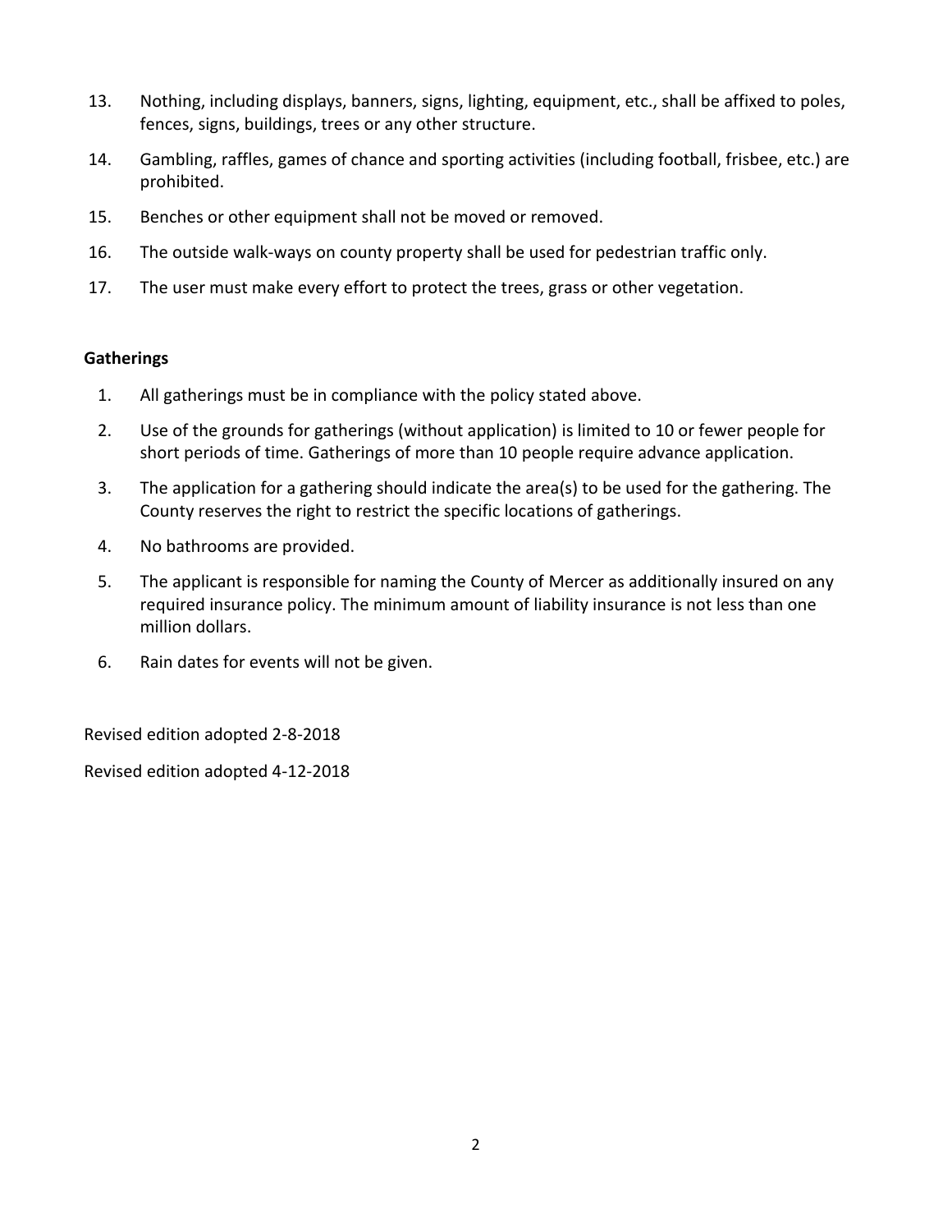13. Nothing, including displays, banners, signs, lighting, equipment, etc., shall be affixed to poles, fences, signs, buildings, trees or any other structure.
14. Gambling, raffles, games of chance and sporting activities (including football, frisbee, etc.) are prohibited.
15. Benches or other equipment shall not be moved or removed.
16. The outside walk-ways on county property shall be used for pedestrian traffic only.
17. The user must make every effort to protect the trees, grass or other vegetation.

**Gatherings**

1. All gatherings must be in compliance with the policy stated above.
2. Use of the grounds for gatherings (without application) is limited to 10 or fewer people for short periods of time. Gatherings of more than 10 people require advance application.
3. The application for a gathering should indicate the area(s) to be used for the gathering. The County reserves the right to restrict the specific locations of gatherings.
4. No bathrooms are provided.
5. The applicant is responsible for naming the County of Mercer as additionally insured on any required insurance policy. The minimum amount of liability insurance is not less than one million dollars.
6. Rain dates for events will not be given.

Revised edition adopted 2-8-2018

Revised edition adopted 4-12-2018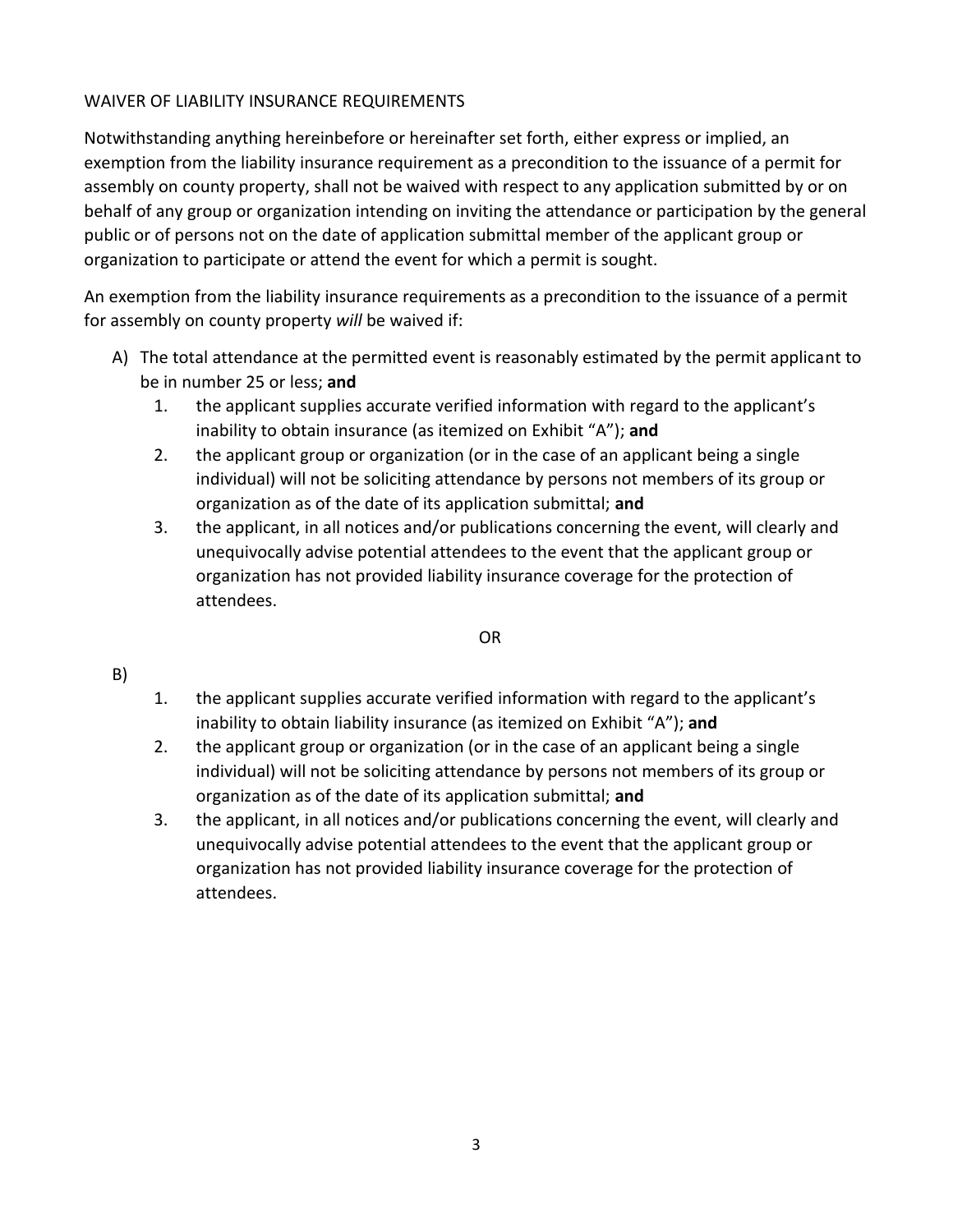## WAIVER OF LIABILITY INSURANCE REQUIREMENTS

Notwithstanding anything hereinbefore or hereinafter set forth, either express or implied, an exemption from the liability insurance requirement as a precondition to the issuance of a permit for assembly on county property, shall not be waived with respect to any application submitted by or on behalf of any group or organization intending on inviting the attendance or participation by the general public or of persons not on the date of application submittal member of the applicant group or organization to participate or attend the event for which a permit is sought.

An exemption from the liability insurance requirements as a precondition to the issuance of a permit for assembly on county property *will* be waived if:

A) The total attendance at the permitted event is reasonably estimated by the permit applicant to be in number 25 or less; **and**

1. the applicant supplies accurate verified information with regard to the applicant's inability to obtain insurance (as itemized on Exhibit "A"); **and**
2. the applicant group or organization (or in the case of an applicant being a single individual) will not be soliciting attendance by persons not members of its group or organization as of the date of its application submittal; **and**
3. the applicant, in all notices and/or publications concerning the event, will clearly and unequivocally advise potential attendees to the event that the applicant group or organization has not provided liability insurance coverage for the protection of attendees.

OR

B)

1. the applicant supplies accurate verified information with regard to the applicant's inability to obtain liability insurance (as itemized on Exhibit "A"); **and**
2. the applicant group or organization (or in the case of an applicant being a single individual) will not be soliciting attendance by persons not members of its group or organization as of the date of its application submittal; **and**
3. the applicant, in all notices and/or publications concerning the event, will clearly and unequivocally advise potential attendees to the event that the applicant group or organization has not provided liability insurance coverage for the protection of attendees.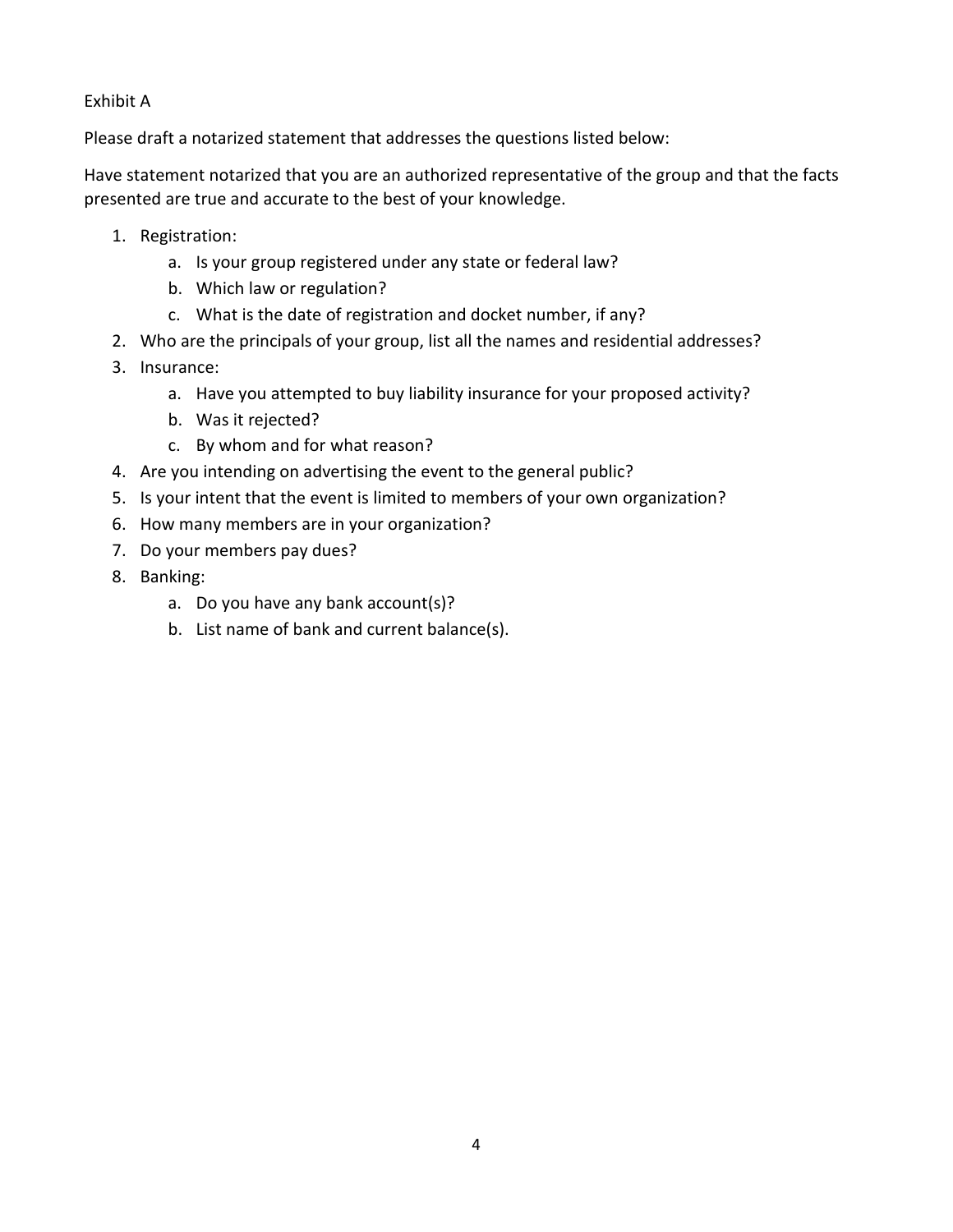Exhibit A

Please draft a notarized statement that addresses the questions listed below:

Have statement notarized that you are an authorized representative of the group and that the facts presented are true and accurate to the best of your knowledge.

1. Registration:
    a. Is your group registered under any state or federal law?
    b. Which law or regulation?
    c. What is the date of registration and docket number, if any?
2. Who are the principals of your group, list all the names and residential addresses?
3. Insurance:
    a. Have you attempted to buy liability insurance for your proposed activity?
    b. Was it rejected?
    c. By whom and for what reason?
4. Are you intending on advertising the event to the general public?
5. Is your intent that the event is limited to members of your own organization?
6. How many members are in your organization?
7. Do your members pay dues?
8. Banking:
    a. Do you have any bank account(s)?
    b. List name of bank and current balance(s).